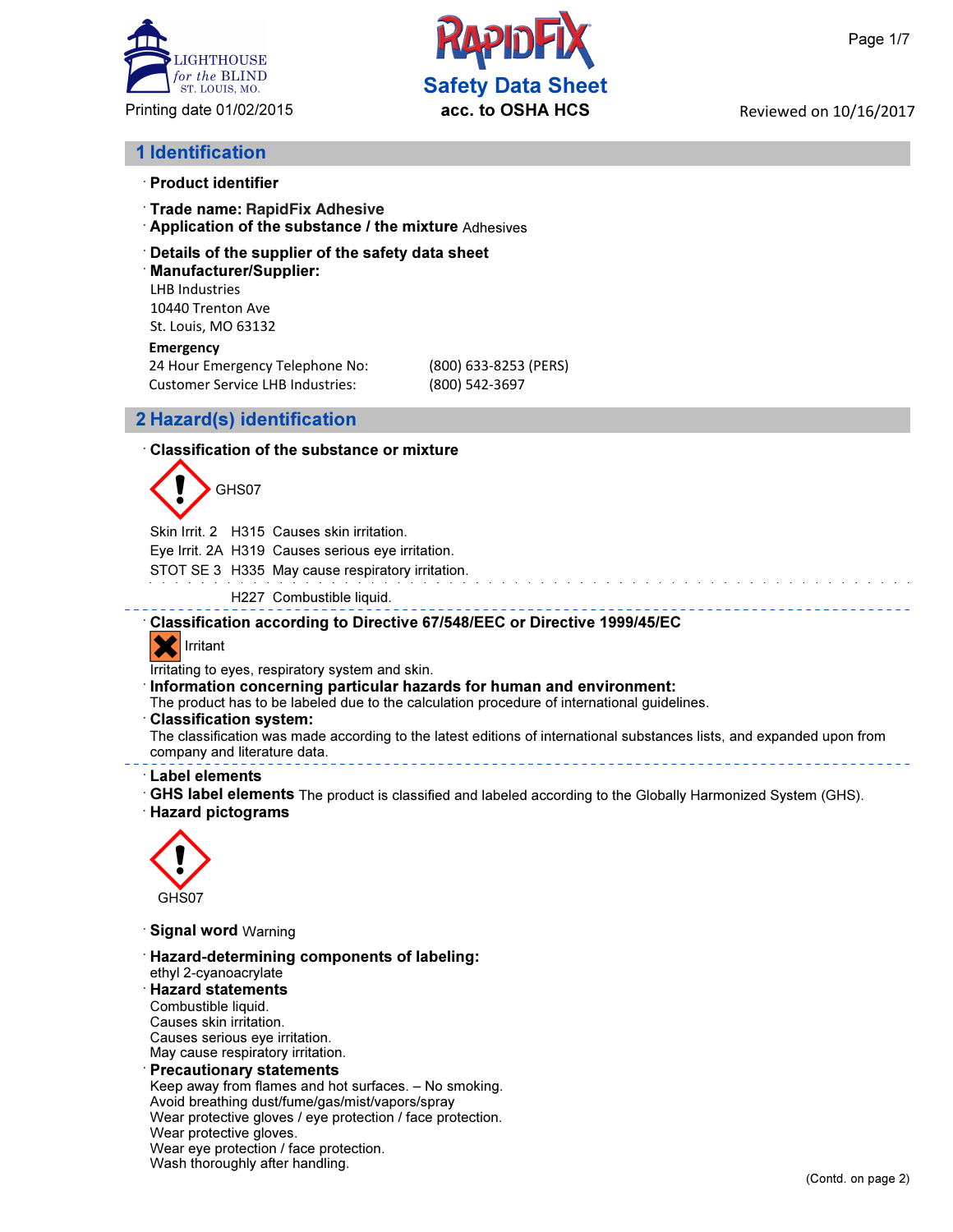LIGHTHOUSE *for the* BLIND
ST. LOUIS, MO.

Printing date 01/02/2015

# Safety Data Sheet
**acc. to OSHA HCS**

Reviewed on 10/16/2017

## 1 Identification

· **Product identifier**

· **Trade name: RapidFix Adhesive**

· **Application of the substance / the mixture** Adhesives

· **Details of the supplier of the safety data sheet**

· **Manufacturer/Supplier:**

LHB Industries
10440 Trenton Ave
St. Louis, MO 63132

**Emergency**

| | |
|---|---|
| 24 Hour Emergency Telephone No: | (800) 633-8253 (PERS) |
| Customer Service LHB Industries: | (800) 542-3697 |

## 2 Hazard(s) identification

· **Classification of the substance or mixture**

GHS07

| | | |
|---|---|---|
| Skin Irrit. 2 | H315 | Causes skin irritation. |
| Eye Irrit. 2A | H319 | Causes serious eye irritation. |
| STOT SE 3 | H335 | May cause respiratory irritation. |
| | H227 | Combustible liquid. |

· **Classification according to Directive 67/548/EEC or Directive 1999/45/EC**

Irritant

Irritating to eyes, respiratory system and skin.

· **Information concerning particular hazards for human and environment:**

The product has to be labeled due to the calculation procedure of international guidelines.

· **Classification system:**

The classification was made according to the latest editions of international substances lists, and expanded upon from company and literature data.

· **Label elements**

· **GHS label elements** The product is classified and labeled according to the Globally Harmonized System (GHS).

· **Hazard pictograms**

GHS07

· **Signal word** Warning

· **Hazard-determining components of labeling:**

ethyl 2-cyanoacrylate

· **Hazard statements**

Combustible liquid.
Causes skin irritation.
Causes serious eye irritation.
May cause respiratory irritation.

· **Precautionary statements**

Keep away from flames and hot surfaces. – No smoking.
Avoid breathing dust/fume/gas/mist/vapors/spray
Wear protective gloves / eye protection / face protection.
Wear protective gloves.
Wear eye protection / face protection.
Wash thoroughly after handling.

(Contd. on page 2)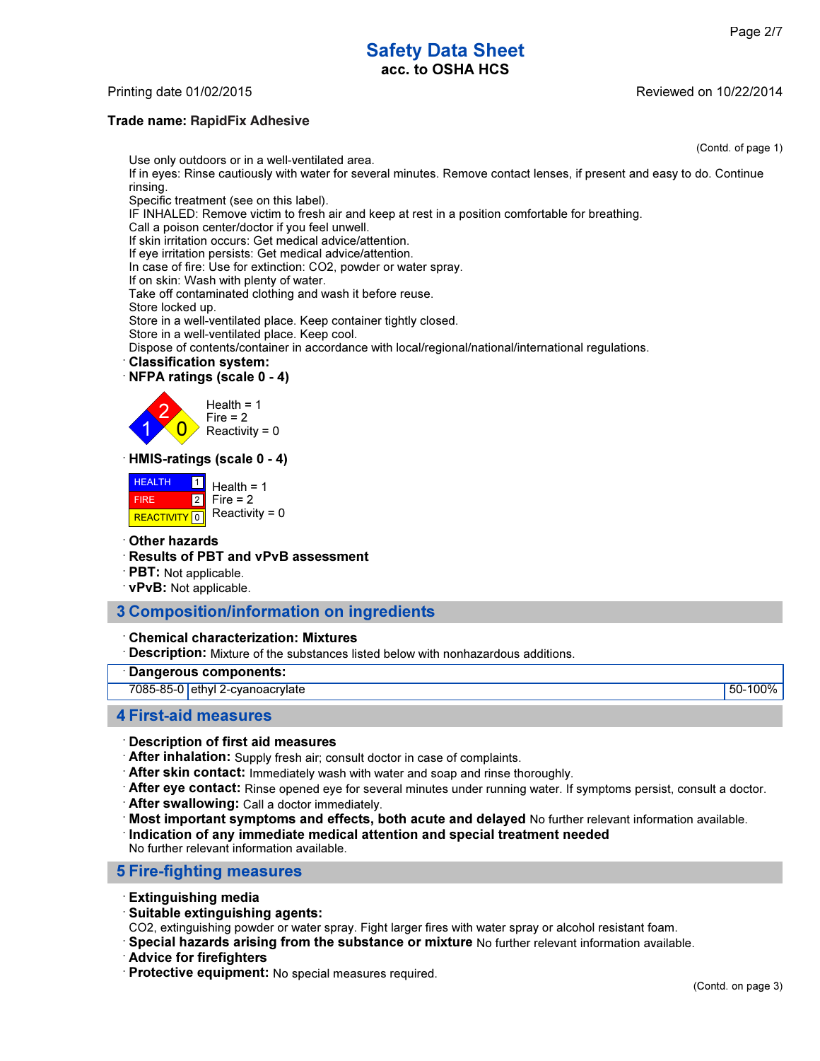**Trade name: RapidFix Adhesive**

(Contd. of page 1)

Use only outdoors or in a well-ventilated area.
If in eyes: Rinse cautiously with water for several minutes. Remove contact lenses, if present and easy to do. Continue rinsing.
Specific treatment (see on this label).
IF INHALED: Remove victim to fresh air and keep at rest in a position comfortable for breathing.
Call a poison center/doctor if you feel unwell.
If skin irritation occurs: Get medical advice/attention.
If eye irritation persists: Get medical advice/attention.
In case of fire: Use for extinction: $CO_2$, powder or water spray.
If on skin: Wash with plenty of water.
Take off contaminated clothing and wash it before reuse.
Store locked up.
Store in a well-ventilated place. Keep container tightly closed.
Store in a well-ventilated place. Keep cool.
Dispose of contents/container in accordance with local/regional/national/international regulations.

· **Classification system:**

· **NFPA ratings (scale 0 - 4)**

Health = 1
Fire = 2
Reactivity = 0

· **HMIS-ratings (scale 0 - 4)**

| HEALTH | 1 |
|---|---|
| FIRE | 2 |
| REACTIVITY | 0 |

Health = 1
Fire = 2
Reactivity = 0

· **Other hazards**

· **Results of PBT and vPvB assessment**

· **PBT:** Not applicable.

· **vPvB:** Not applicable.

## 3 Composition/information on ingredients

· **Chemical characterization: Mixtures**

· **Description:** Mixture of the substances listed below with nonhazardous additions.

| · Dangerous components: | | |
|---|---|---|
| 7085-85-0 | ethyl 2-cyanoacrylate | 50-100% |

## 4 First-aid measures

· **Description of first aid measures**

· **After inhalation:** Supply fresh air; consult doctor in case of complaints.

· **After skin contact:** Immediately wash with water and soap and rinse thoroughly.

· **After eye contact:** Rinse opened eye for several minutes under running water. If symptoms persist, consult a doctor.

· **After swallowing:** Call a doctor immediately.

· **Most important symptoms and effects, both acute and delayed** No further relevant information available.

· **Indication of any immediate medical attention and special treatment needed**
No further relevant information available.

## 5 Fire-fighting measures

· **Extinguishing media**

· **Suitable extinguishing agents:**
$CO_2$, extinguishing powder or water spray. Fight larger fires with water spray or alcohol resistant foam.

· **Special hazards arising from the substance or mixture** No further relevant information available.

· **Advice for firefighters**

· **Protective equipment:** No special measures required.

(Contd. on page 3)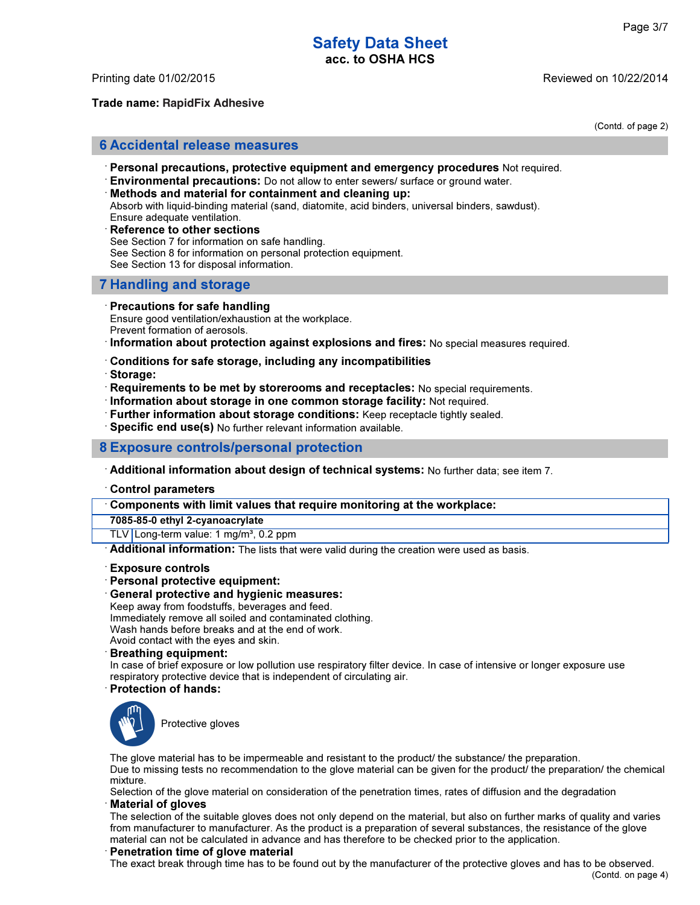(Contd. of page 2)

## 6 Accidental release measures

- **Personal precautions, protective equipment and emergency procedures** Not required.
- **Environmental precautions:** Do not allow to enter sewers/ surface or ground water.
- **Methods and material for containment and cleaning up:**
  Absorb with liquid-binding material (sand, diatomite, acid binders, universal binders, sawdust).
  Ensure adequate ventilation.
- **Reference to other sections**
  See Section 7 for information on safe handling.
  See Section 8 for information on personal protection equipment.
  See Section 13 for disposal information.

## 7 Handling and storage

- **Precautions for safe handling**
  Ensure good ventilation/exhaustion at the workplace.
  Prevent formation of aerosols.
- **Information about protection against explosions and fires:** No special measures required.
- **Conditions for safe storage, including any incompatibilities**
- **Storage:**
- **Requirements to be met by storerooms and receptacles:** No special requirements.
- **Information about storage in one common storage facility:** Not required.
- **Further information about storage conditions:** Keep receptacle tightly sealed.
- **Specific end use(s)** No further relevant information available.

## 8 Exposure controls/personal protection

- **Additional information about design of technical systems:** No further data; see item 7.
- **Control parameters**

| **Components with limit values that require monitoring at the workplace:** | |
|---|---|
| **7085-85-0 ethyl 2-cyanoacrylate** | |
| TLV | Long-term value: 1 mg/m³, 0.2 ppm |

- **Additional information:** The lists that were valid during the creation were used as basis.
- **Exposure controls**
- **Personal protective equipment:**
- **General protective and hygienic measures:**
  Keep away from foodstuffs, beverages and feed.
  Immediately remove all soiled and contaminated clothing.
  Wash hands before breaks and at the end of work.
  Avoid contact with the eyes and skin.
- **Breathing equipment:**
  In case of brief exposure or low pollution use respiratory filter device. In case of intensive or longer exposure use respiratory protective device that is independent of circulating air.
- **Protection of hands:**

  Protective gloves

  The glove material has to be impermeable and resistant to the product/ the substance/ the preparation.
  Due to missing tests no recommendation to the glove material can be given for the product/ the preparation/ the chemical mixture.
  Selection of the glove material on consideration of the penetration times, rates of diffusion and the degradation
- **Material of gloves**
  The selection of the suitable gloves does not only depend on the material, but also on further marks of quality and varies from manufacturer to manufacturer. As the product is a preparation of several substances, the resistance of the glove material can not be calculated in advance and has therefore to be checked prior to the application.
- **Penetration time of glove material**
  The exact break through time has to be found out by the manufacturer of the protective gloves and has to be observed.

(Contd. on page 4)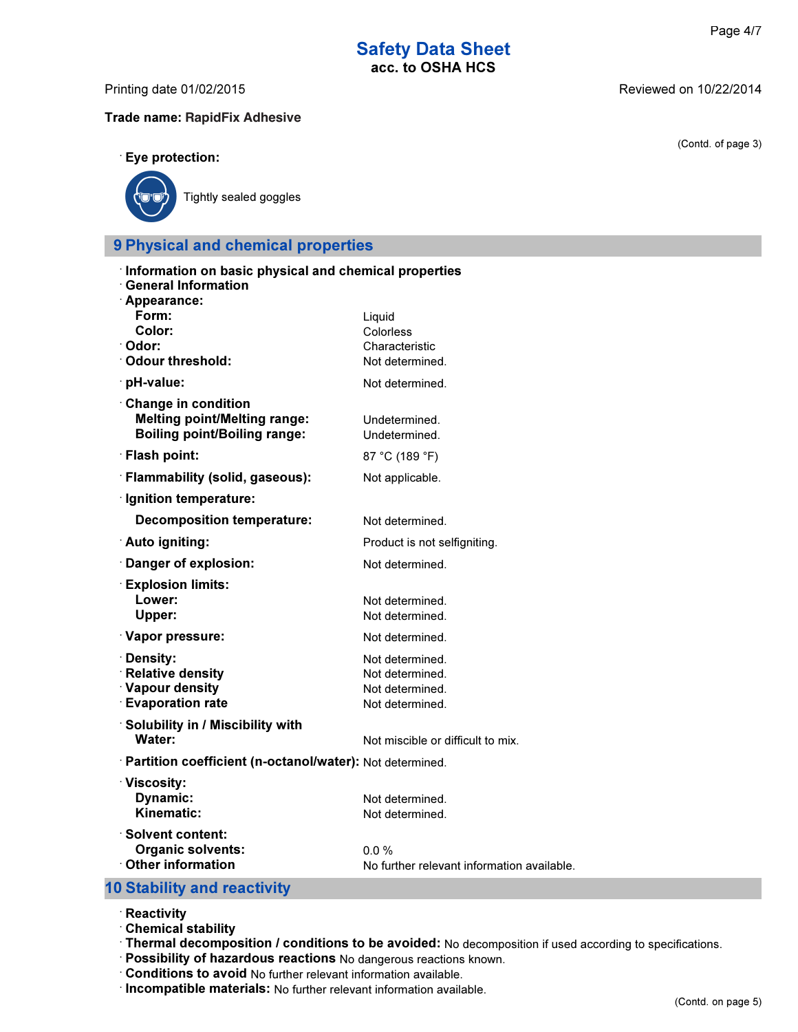Trade name: **RapidFix Adhesive**

(Contd. of page 3)

· **Eye protection:**

Tightly sealed goggles

## 9 Physical and chemical properties

· **Information on basic physical and chemical properties**
· **General Information**

| Property | Value |
|---|---|
| · **Appearance:** | |
| **Form:** | Liquid |
| **Color:** | Colorless |
| · **Odor:** | Characteristic |
| · **Odour threshold:** | Not determined. |
| · **pH-value:** | Not determined. |
| · **Change in condition** | |
| **Melting point/Melting range:** | Undetermined. |
| **Boiling point/Boiling range:** | Undetermined. |
| · **Flash point:** | 87 °C (189 °F) |
| · **Flammability (solid, gaseous):** | Not applicable. |
| · **Ignition temperature:** | |
| **Decomposition temperature:** | Not determined. |
| · **Auto igniting:** | Product is not selfigniting. |
| · **Danger of explosion:** | Not determined. |
| · **Explosion limits:** | |
| **Lower:** | Not determined. |
| **Upper:** | Not determined. |
| · **Vapor pressure:** | Not determined. |
| · **Density:** | Not determined. |
| · **Relative density** | Not determined. |
| · **Vapour density** | Not determined. |
| · **Evaporation rate** | Not determined. |
| · **Solubility in / Miscibility with** | |
| **Water:** | Not miscible or difficult to mix. |
| · **Partition coefficient (n-octanol/water):** | Not determined. |
| · **Viscosity:** | |
| **Dynamic:** | Not determined. |
| **Kinematic:** | Not determined. |
| · **Solvent content:** | |
| **Organic solvents:** | 0.0 % |
| · **Other information** | No further relevant information available. |

## 10 Stability and reactivity

· **Reactivity**
· **Chemical stability**
· **Thermal decomposition / conditions to be avoided:** No decomposition if used according to specifications.
· **Possibility of hazardous reactions** No dangerous reactions known.
· **Conditions to avoid** No further relevant information available.
· **Incompatible materials:** No further relevant information available.

(Contd. on page 5)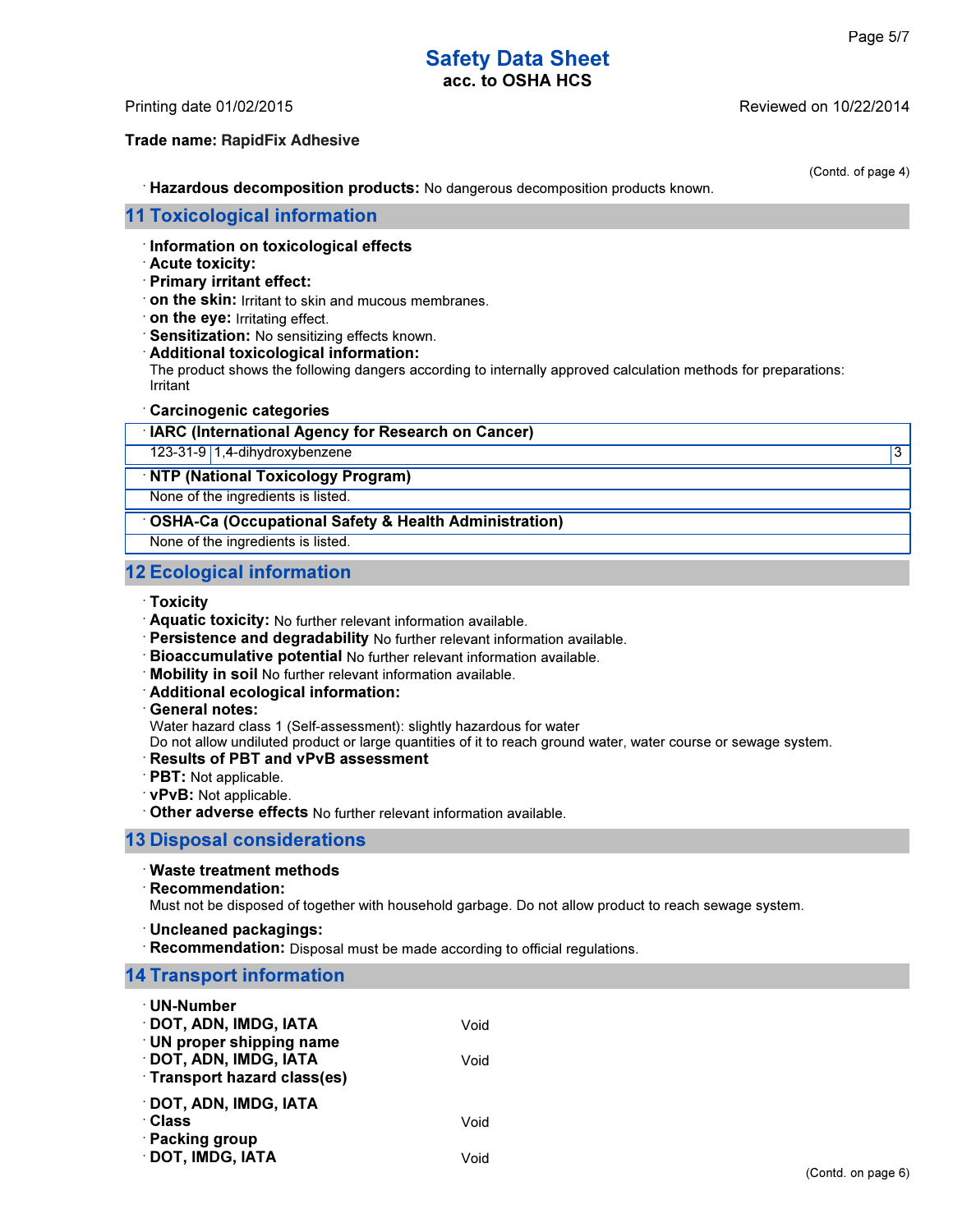**Trade name: RapidFix Adhesive**

(Contd. of page 4)

· **Hazardous decomposition products:** No dangerous decomposition products known.

## 11 Toxicological information

· **Information on toxicological effects**
· **Acute toxicity:**
· **Primary irritant effect:**
· **on the skin:** Irritant to skin and mucous membranes.
· **on the eye:** Irritating effect.
· **Sensitization:** No sensitizing effects known.
· **Additional toxicological information:**
The product shows the following dangers according to internally approved calculation methods for preparations:
Irritant

· **Carcinogenic categories**

| · **IARC (International Agency for Research on Cancer)** | | |
|---|---|---|
| 123-31-9 | 1,4-dihydroxybenzene | 3 |

| · **NTP (National Toxicology Program)** |
|---|
| None of the ingredients is listed. |

| · **OSHA-Ca (Occupational Safety & Health Administration)** |
|---|
| None of the ingredients is listed. |

## 12 Ecological information

· **Toxicity**
· **Aquatic toxicity:** No further relevant information available.
· **Persistence and degradability** No further relevant information available.
· **Bioaccumulative potential** No further relevant information available.
· **Mobility in soil** No further relevant information available.
· **Additional ecological information:**
· **General notes:**
Water hazard class 1 (Self-assessment): slightly hazardous for water
Do not allow undiluted product or large quantities of it to reach ground water, water course or sewage system.
· **Results of PBT and vPvB assessment**
· **PBT:** Not applicable.
· **vPvB:** Not applicable.
· **Other adverse effects** No further relevant information available.

## 13 Disposal considerations

· **Waste treatment methods**
· **Recommendation:**
Must not be disposed of together with household garbage. Do not allow product to reach sewage system.

· **Uncleaned packagings:**
· **Recommendation:** Disposal must be made according to official regulations.

## 14 Transport information

· **UN-Number**
· **DOT, ADN, IMDG, IATA** Void
· **UN proper shipping name**
· **DOT, ADN, IMDG, IATA** Void
· **Transport hazard class(es)**

· **DOT, ADN, IMDG, IATA**
· **Class** Void
· **Packing group**
· **DOT, IMDG, IATA** Void

(Contd. on page 6)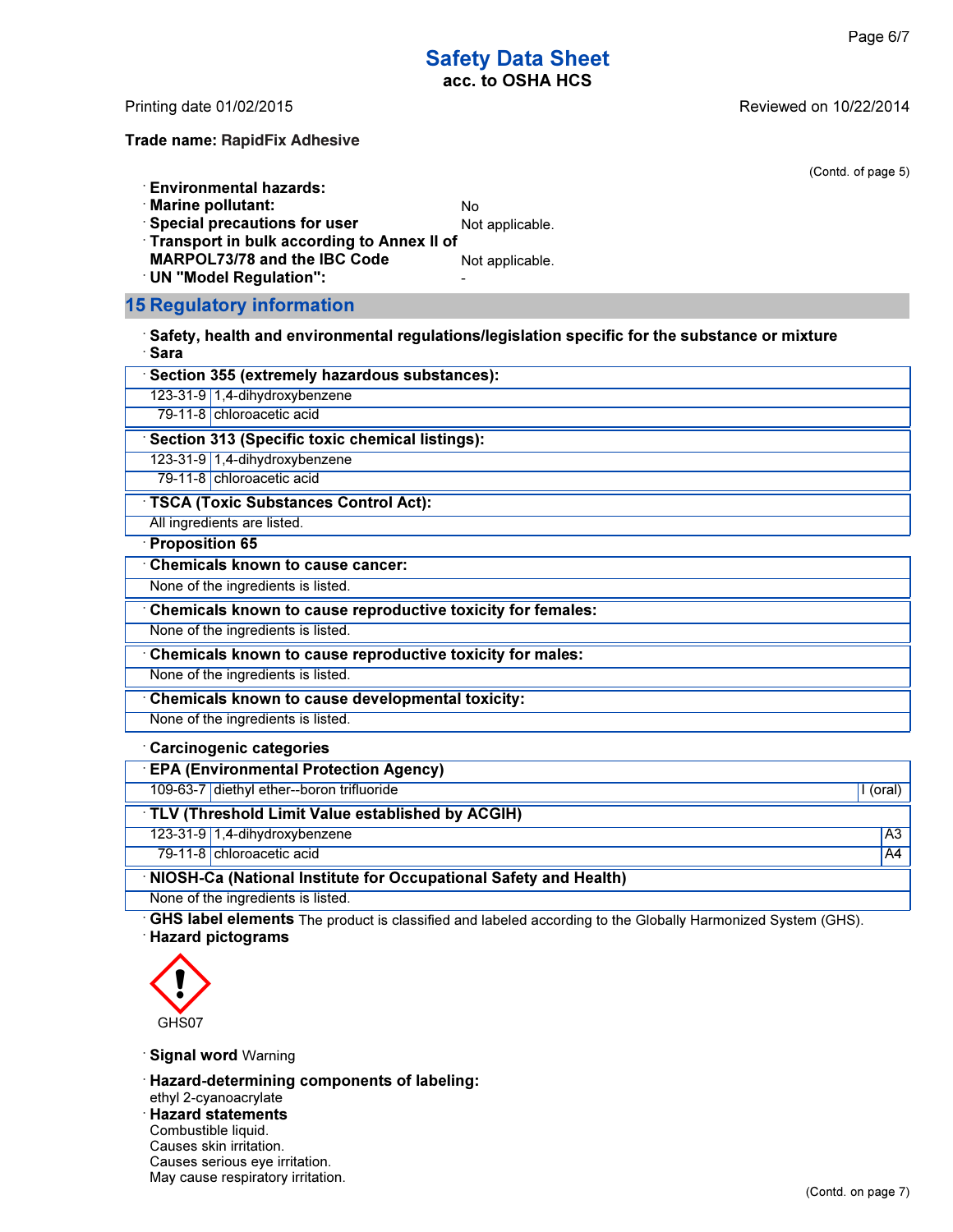Safety Data Sheet
acc. to OSHA HCS

Printing date 01/02/2015 Reviewed on 10/22/2014

**Trade name: RapidFix Adhesive**

(Contd. of page 5)

· **Environmental hazards:**
· **Marine pollutant:** No
· **Special precautions for user** Not applicable.
· **Transport in bulk according to Annex II of MARPOL73/78 and the IBC Code** Not applicable.
· **UN "Model Regulation":** -

## 15 Regulatory information

· **Safety, health and environmental regulations/legislation specific for the substance or mixture**
· **Sara**

| · Section 355 (extremely hazardous substances): | |
|---|---|
| 123-31-9 | 1,4-dihydroxybenzene |
| 79-11-8 | chloroacetic acid |

| · Section 313 (Specific toxic chemical listings): | |
|---|---|
| 123-31-9 | 1,4-dihydroxybenzene |
| 79-11-8 | chloroacetic acid |

| · TSCA (Toxic Substances Control Act): |
|---|
| All ingredients are listed. |

· **Proposition 65**

| · Chemicals known to cause cancer: |
|---|
| None of the ingredients is listed. |

| · Chemicals known to cause reproductive toxicity for females: |
|---|
| None of the ingredients is listed. |

| · Chemicals known to cause reproductive toxicity for males: |
|---|
| None of the ingredients is listed. |

| · Chemicals known to cause developmental toxicity: |
|---|
| None of the ingredients is listed. |

· **Carcinogenic categories**

| · EPA (Environmental Protection Agency) | | |
|---|---|---|
| 109-63-7 | diethyl ether--boron trifluoride | I (oral) |

| · TLV (Threshold Limit Value established by ACGIH) | | |
|---|---|---|
| 123-31-9 | 1,4-dihydroxybenzene | A3 |
| 79-11-8 | chloroacetic acid | A4 |

| · NIOSH-Ca (National Institute for Occupational Safety and Health) |
|---|
| None of the ingredients is listed. |

· **GHS label elements** The product is classified and labeled according to the Globally Harmonized System (GHS).
· **Hazard pictograms**

GHS07

· **Signal word** Warning

· **Hazard-determining components of labeling:**
ethyl 2-cyanoacrylate
· **Hazard statements**
Combustible liquid.
Causes skin irritation.
Causes serious eye irritation.
May cause respiratory irritation.

(Contd. on page 7)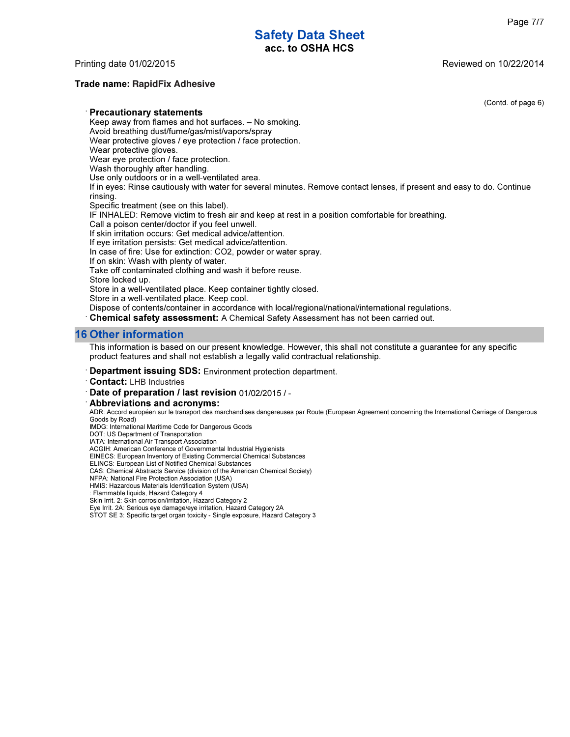Trade name: RapidFix Adhesive

(Contd. of page 6)

· **Precautionary statements**

Keep away from flames and hot surfaces. – No smoking.
Avoid breathing dust/fume/gas/mist/vapors/spray
Wear protective gloves / eye protection / face protection.
Wear protective gloves.
Wear eye protection / face protection.
Wash thoroughly after handling.
Use only outdoors or in a well-ventilated area.
If in eyes: Rinse cautiously with water for several minutes. Remove contact lenses, if present and easy to do. Continue rinsing.
Specific treatment (see on this label).
IF INHALED: Remove victim to fresh air and keep at rest in a position comfortable for breathing.
Call a poison center/doctor if you feel unwell.
If skin irritation occurs: Get medical advice/attention.
If eye irritation persists: Get medical advice/attention.
In case of fire: Use for extinction: $CO_2$, powder or water spray.
If on skin: Wash with plenty of water.
Take off contaminated clothing and wash it before reuse.
Store locked up.
Store in a well-ventilated place. Keep container tightly closed.
Store in a well-ventilated place. Keep cool.
Dispose of contents/container in accordance with local/regional/national/international regulations.

· **Chemical safety assessment:** A Chemical Safety Assessment has not been carried out.

## 16 Other information

This information is based on our present knowledge. However, this shall not constitute a guarantee for any specific product features and shall not establish a legally valid contractual relationship.

· **Department issuing SDS:** Environment protection department.

· **Contact:** LHB Industries

· **Date of preparation / last revision** 01/02/2015 / -

· **Abbreviations and acronyms:**

ADR: Accord européen sur le transport des marchandises dangereuses par Route (European Agreement concerning the International Carriage of Dangerous Goods by Road)
IMDG: International Maritime Code for Dangerous Goods
DOT: US Department of Transportation
IATA: International Air Transport Association
ACGIH: American Conference of Governmental Industrial Hygienists
EINECS: European Inventory of Existing Commercial Chemical Substances
ELINCS: European List of Notified Chemical Substances
CAS: Chemical Abstracts Service (division of the American Chemical Society)
NFPA: National Fire Protection Association (USA)
HMIS: Hazardous Materials Identification System (USA)
: Flammable liquids, Hazard Category 4
Skin Irrit. 2: Skin corrosion/irritation, Hazard Category 2
Eye Irrit. 2A: Serious eye damage/eye irritation, Hazard Category 2A
STOT SE 3: Specific target organ toxicity - Single exposure, Hazard Category 3